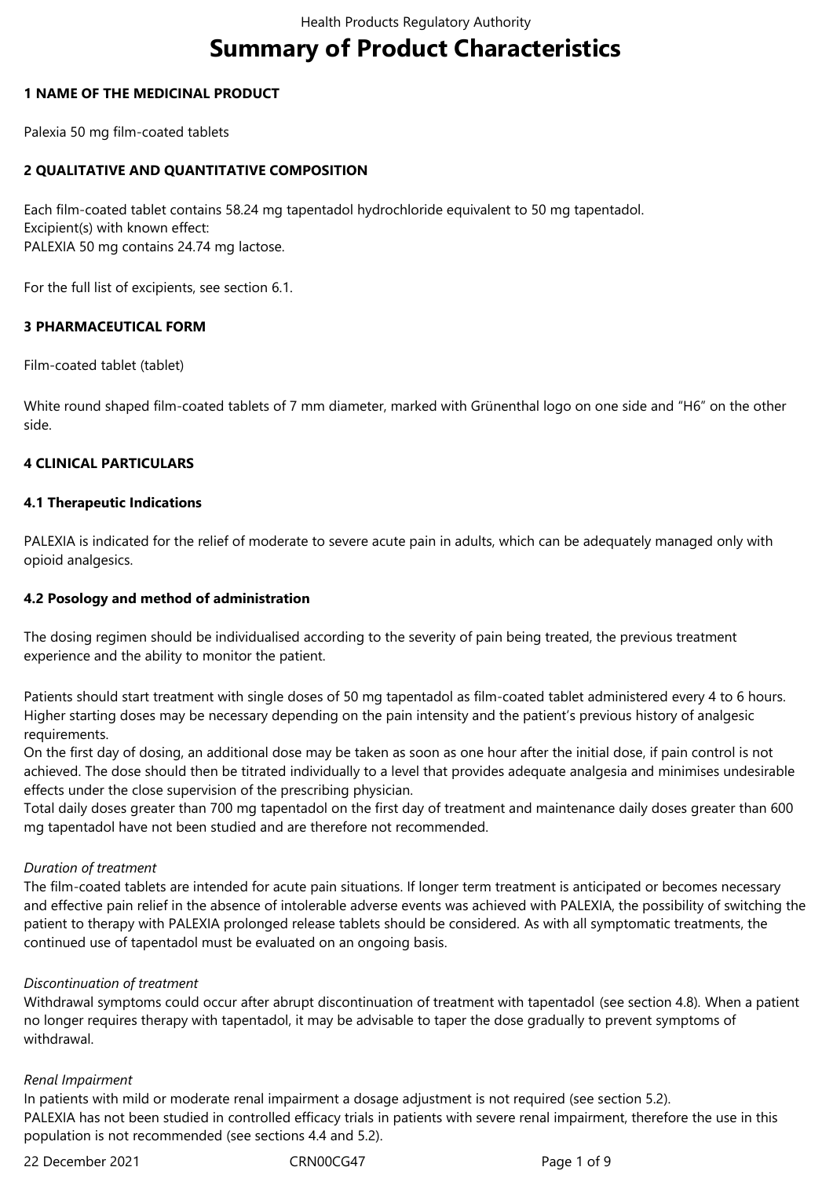# Summary of Product Characteristics

## 1 NAME OF THE MEDICINAL PRODUCT

Palexia 50 mg film-coated tablets

## 2 QUALITATIVE AND QUANTITATIVE COMPOSITION

Each film-coated tablet contains 58.24 mg tapentadol hydrochloride equivalent to 50 mg tapentadol.
Excipient(s) with known effect:
PALEXIA 50 mg contains 24.74 mg lactose.

For the full list of excipients, see section 6.1.

## 3 PHARMACEUTICAL FORM

Film-coated tablet (tablet)

White round shaped film-coated tablets of 7 mm diameter, marked with Grünenthal logo on one side and "H6" on the other side.

## 4 CLINICAL PARTICULARS

### 4.1 Therapeutic Indications

PALEXIA is indicated for the relief of moderate to severe acute pain in adults, which can be adequately managed only with opioid analgesics.

### 4.2 Posology and method of administration

The dosing regimen should be individualised according to the severity of pain being treated, the previous treatment experience and the ability to monitor the patient.

Patients should start treatment with single doses of 50 mg tapentadol as film-coated tablet administered every 4 to 6 hours. Higher starting doses may be necessary depending on the pain intensity and the patient's previous history of analgesic requirements.
On the first day of dosing, an additional dose may be taken as soon as one hour after the initial dose, if pain control is not achieved. The dose should then be titrated individually to a level that provides adequate analgesia and minimises undesirable effects under the close supervision of the prescribing physician.
Total daily doses greater than 700 mg tapentadol on the first day of treatment and maintenance daily doses greater than 600 mg tapentadol have not been studied and are therefore not recommended.

*Duration of treatment*
The film-coated tablets are intended for acute pain situations. If longer term treatment is anticipated or becomes necessary and effective pain relief in the absence of intolerable adverse events was achieved with PALEXIA, the possibility of switching the patient to therapy with PALEXIA prolonged release tablets should be considered. As with all symptomatic treatments, the continued use of tapentadol must be evaluated on an ongoing basis.

*Discontinuation of treatment*
Withdrawal symptoms could occur after abrupt discontinuation of treatment with tapentadol (see section 4.8). When a patient no longer requires therapy with tapentadol, it may be advisable to taper the dose gradually to prevent symptoms of withdrawal.

*Renal Impairment*
In patients with mild or moderate renal impairment a dosage adjustment is not required (see section 5.2).
PALEXIA has not been studied in controlled efficacy trials in patients with severe renal impairment, therefore the use in this population is not recommended (see sections 4.4 and 5.2).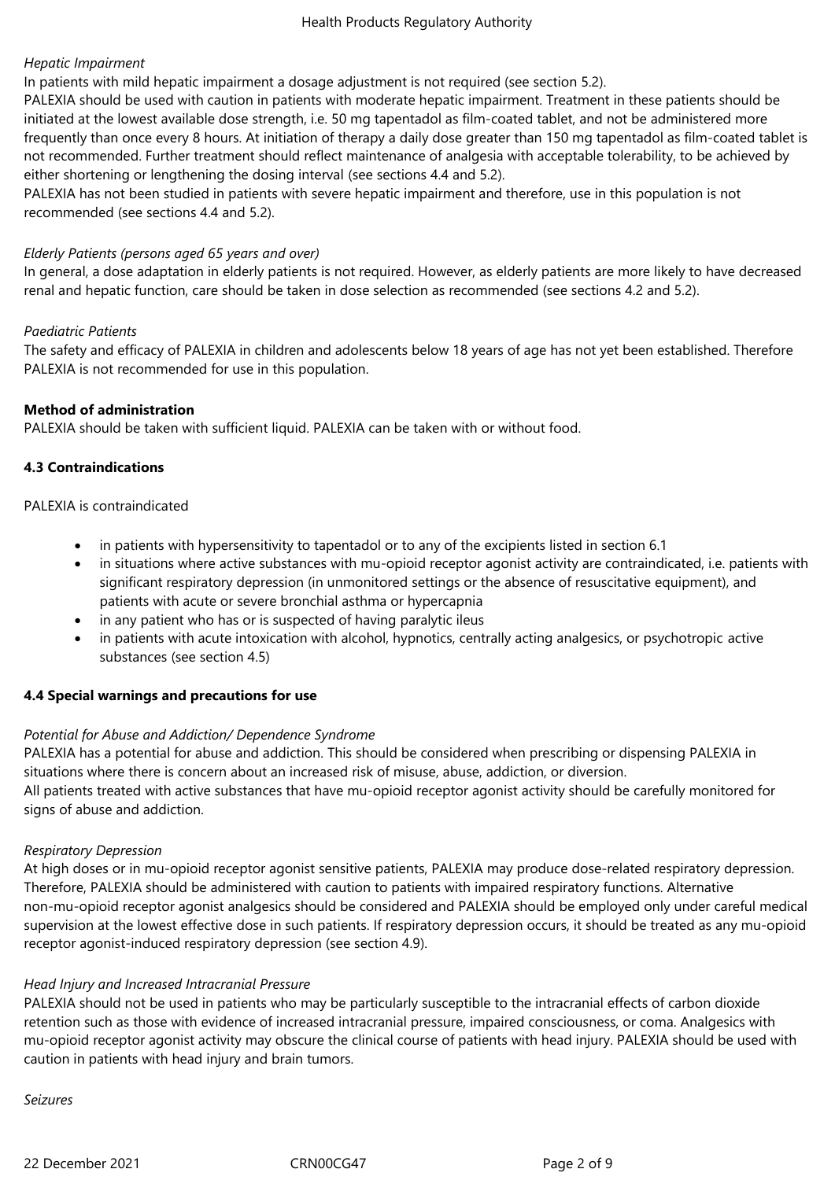*Hepatic Impairment*

In patients with mild hepatic impairment a dosage adjustment is not required (see section 5.2).

PALEXIA should be used with caution in patients with moderate hepatic impairment. Treatment in these patients should be initiated at the lowest available dose strength, i.e. 50 mg tapentadol as film-coated tablet, and not be administered more frequently than once every 8 hours. At initiation of therapy a daily dose greater than 150 mg tapentadol as film-coated tablet is not recommended. Further treatment should reflect maintenance of analgesia with acceptable tolerability, to be achieved by either shortening or lengthening the dosing interval (see sections 4.4 and 5.2).

PALEXIA has not been studied in patients with severe hepatic impairment and therefore, use in this population is not recommended (see sections 4.4 and 5.2).

*Elderly Patients (persons aged 65 years and over)*

In general, a dose adaptation in elderly patients is not required. However, as elderly patients are more likely to have decreased renal and hepatic function, care should be taken in dose selection as recommended (see sections 4.2 and 5.2).

*Paediatric Patients*

The safety and efficacy of PALEXIA in children and adolescents below 18 years of age has not yet been established. Therefore PALEXIA is not recommended for use in this population.

**Method of administration**

PALEXIA should be taken with sufficient liquid. PALEXIA can be taken with or without food.

**4.3 Contraindications**

PALEXIA is contraindicated

- in patients with hypersensitivity to tapentadol or to any of the excipients listed in section 6.1
- in situations where active substances with mu-opioid receptor agonist activity are contraindicated, i.e. patients with significant respiratory depression (in unmonitored settings or the absence of resuscitative equipment), and patients with acute or severe bronchial asthma or hypercapnia
- in any patient who has or is suspected of having paralytic ileus
- in patients with acute intoxication with alcohol, hypnotics, centrally acting analgesics, or psychotropic active substances (see section 4.5)

**4.4 Special warnings and precautions for use**

*Potential for Abuse and Addiction/ Dependence Syndrome*

PALEXIA has a potential for abuse and addiction. This should be considered when prescribing or dispensing PALEXIA in situations where there is concern about an increased risk of misuse, abuse, addiction, or diversion.

All patients treated with active substances that have mu-opioid receptor agonist activity should be carefully monitored for signs of abuse and addiction.

*Respiratory Depression*

At high doses or in mu-opioid receptor agonist sensitive patients, PALEXIA may produce dose-related respiratory depression. Therefore, PALEXIA should be administered with caution to patients with impaired respiratory functions. Alternative non-mu-opioid receptor agonist analgesics should be considered and PALEXIA should be employed only under careful medical supervision at the lowest effective dose in such patients. If respiratory depression occurs, it should be treated as any mu-opioid receptor agonist-induced respiratory depression (see section 4.9).

*Head Injury and Increased Intracranial Pressure*

PALEXIA should not be used in patients who may be particularly susceptible to the intracranial effects of carbon dioxide retention such as those with evidence of increased intracranial pressure, impaired consciousness, or coma. Analgesics with mu-opioid receptor agonist activity may obscure the clinical course of patients with head injury. PALEXIA should be used with caution in patients with head injury and brain tumors.

*Seizures*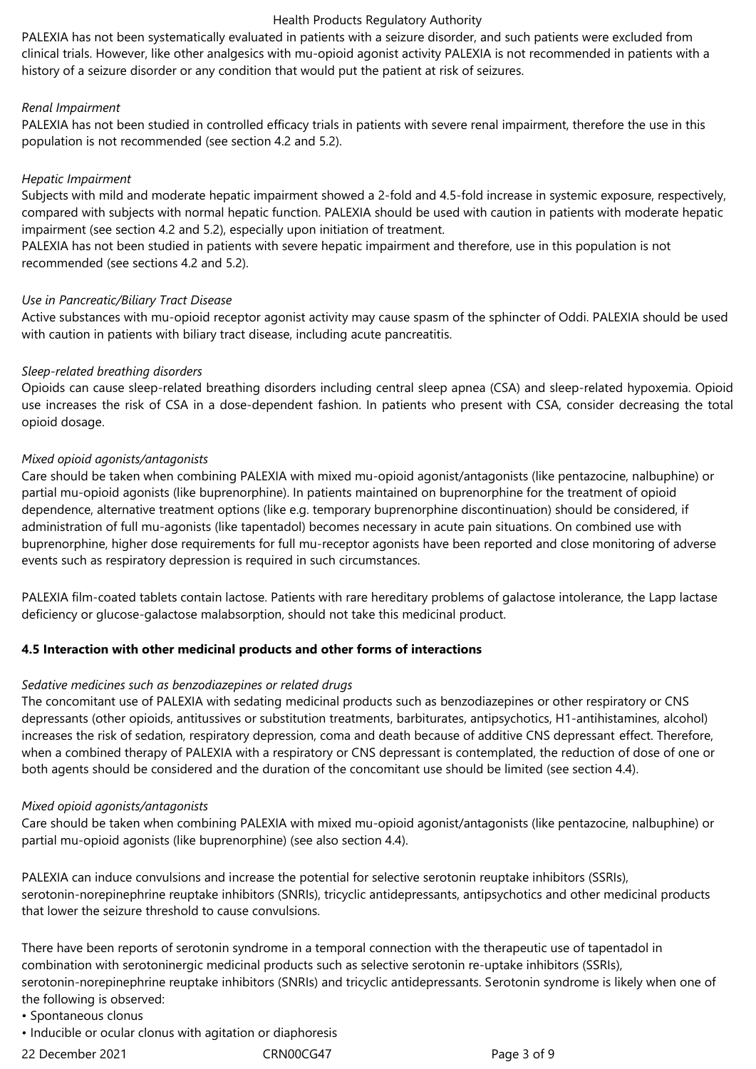PALEXIA has not been systematically evaluated in patients with a seizure disorder, and such patients were excluded from clinical trials. However, like other analgesics with mu-opioid agonist activity PALEXIA is not recommended in patients with a history of a seizure disorder or any condition that would put the patient at risk of seizures.

*Renal Impairment*

PALEXIA has not been studied in controlled efficacy trials in patients with severe renal impairment, therefore the use in this population is not recommended (see section 4.2 and 5.2).

*Hepatic Impairment*

Subjects with mild and moderate hepatic impairment showed a 2-fold and 4.5-fold increase in systemic exposure, respectively, compared with subjects with normal hepatic function. PALEXIA should be used with caution in patients with moderate hepatic impairment (see section 4.2 and 5.2), especially upon initiation of treatment.

PALEXIA has not been studied in patients with severe hepatic impairment and therefore, use in this population is not recommended (see sections 4.2 and 5.2).

*Use in Pancreatic/Biliary Tract Disease*

Active substances with mu-opioid receptor agonist activity may cause spasm of the sphincter of Oddi. PALEXIA should be used with caution in patients with biliary tract disease, including acute pancreatitis.

*Sleep-related breathing disorders*

Opioids can cause sleep-related breathing disorders including central sleep apnea (CSA) and sleep-related hypoxemia. Opioid use increases the risk of CSA in a dose-dependent fashion. In patients who present with CSA, consider decreasing the total opioid dosage.

*Mixed opioid agonists/antagonists*

Care should be taken when combining PALEXIA with mixed mu-opioid agonist/antagonists (like pentazocine, nalbuphine) or partial mu-opioid agonists (like buprenorphine). In patients maintained on buprenorphine for the treatment of opioid dependence, alternative treatment options (like e.g. temporary buprenorphine discontinuation) should be considered, if administration of full mu-agonists (like tapentadol) becomes necessary in acute pain situations. On combined use with buprenorphine, higher dose requirements for full mu-receptor agonists have been reported and close monitoring of adverse events such as respiratory depression is required in such circumstances.

PALEXIA film-coated tablets contain lactose. Patients with rare hereditary problems of galactose intolerance, the Lapp lactase deficiency or glucose-galactose malabsorption, should not take this medicinal product.

**4.5 Interaction with other medicinal products and other forms of interactions**

*Sedative medicines such as benzodiazepines or related drugs*

The concomitant use of PALEXIA with sedating medicinal products such as benzodiazepines or other respiratory or CNS depressants (other opioids, antitussives or substitution treatments, barbiturates, antipsychotics, H1-antihistamines, alcohol) increases the risk of sedation, respiratory depression, coma and death because of additive CNS depressant effect. Therefore, when a combined therapy of PALEXIA with a respiratory or CNS depressant is contemplated, the reduction of dose of one or both agents should be considered and the duration of the concomitant use should be limited (see section 4.4).

*Mixed opioid agonists/antagonists*

Care should be taken when combining PALEXIA with mixed mu-opioid agonist/antagonists (like pentazocine, nalbuphine) or partial mu-opioid agonists (like buprenorphine) (see also section 4.4).

PALEXIA can induce convulsions and increase the potential for selective serotonin reuptake inhibitors (SSRIs), serotonin-norepinephrine reuptake inhibitors (SNRIs), tricyclic antidepressants, antipsychotics and other medicinal products that lower the seizure threshold to cause convulsions.

There have been reports of serotonin syndrome in a temporal connection with the therapeutic use of tapentadol in combination with serotoninergic medicinal products such as selective serotonin re-uptake inhibitors (SSRIs), serotonin-norepinephrine reuptake inhibitors (SNRIs) and tricyclic antidepressants. Serotonin syndrome is likely when one of the following is observed:

- Spontaneous clonus
- Inducible or ocular clonus with agitation or diaphoresis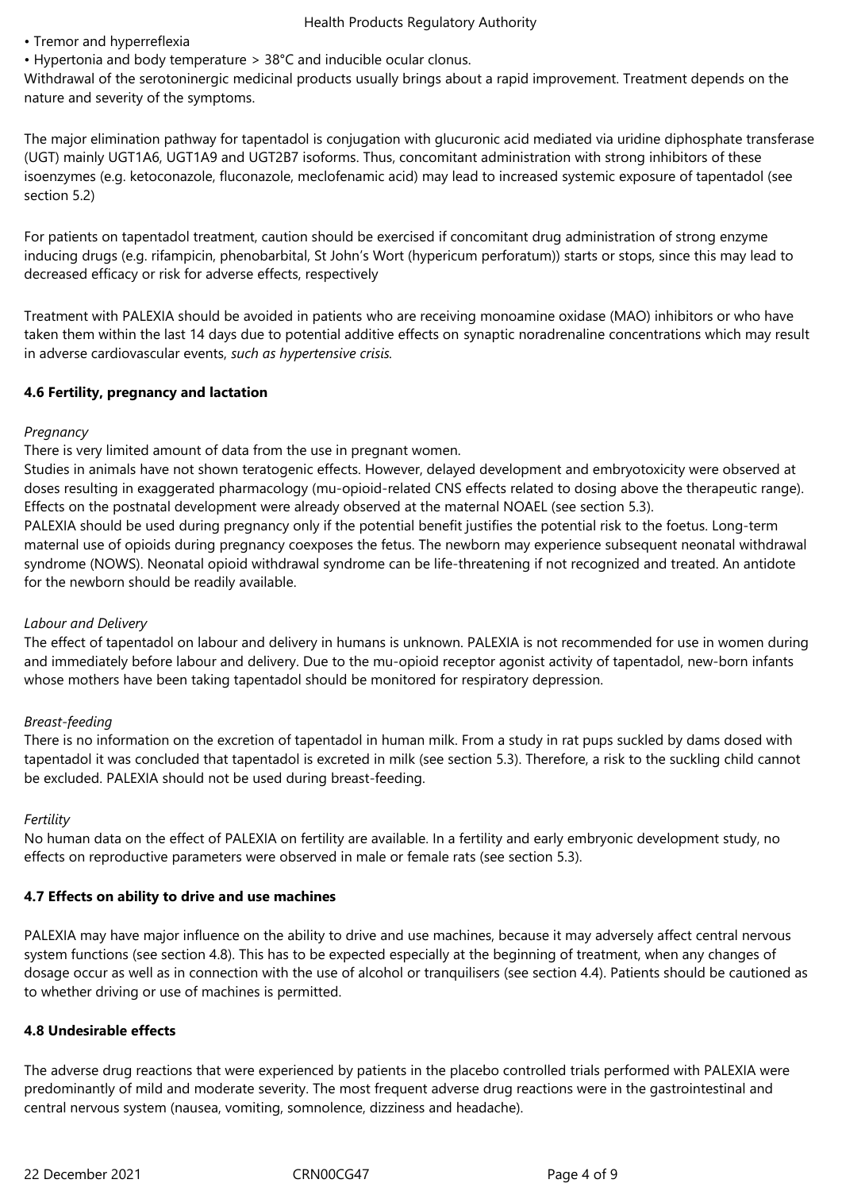- Tremor and hyperreflexia
- Hypertonia and body temperature > 38°C and inducible ocular clonus.

Withdrawal of the serotoninergic medicinal products usually brings about a rapid improvement. Treatment depends on the nature and severity of the symptoms.

The major elimination pathway for tapentadol is conjugation with glucuronic acid mediated via uridine diphosphate transferase (UGT) mainly UGT1A6, UGT1A9 and UGT2B7 isoforms. Thus, concomitant administration with strong inhibitors of these isoenzymes (e.g. ketoconazole, fluconazole, meclofenamic acid) may lead to increased systemic exposure of tapentadol (see section 5.2)

For patients on tapentadol treatment, caution should be exercised if concomitant drug administration of strong enzyme inducing drugs (e.g. rifampicin, phenobarbital, St John's Wort (hypericum perforatum)) starts or stops, since this may lead to decreased efficacy or risk for adverse effects, respectively

Treatment with PALEXIA should be avoided in patients who are receiving monoamine oxidase (MAO) inhibitors or who have taken them within the last 14 days due to potential additive effects on synaptic noradrenaline concentrations which may result in adverse cardiovascular events, *such as hypertensive crisis.*

**4.6 Fertility, pregnancy and lactation**

*Pregnancy*

There is very limited amount of data from the use in pregnant women.

Studies in animals have not shown teratogenic effects. However, delayed development and embryotoxicity were observed at doses resulting in exaggerated pharmacology (mu-opioid-related CNS effects related to dosing above the therapeutic range). Effects on the postnatal development were already observed at the maternal NOAEL (see section 5.3).

PALEXIA should be used during pregnancy only if the potential benefit justifies the potential risk to the foetus. Long-term maternal use of opioids during pregnancy coexposes the fetus. The newborn may experience subsequent neonatal withdrawal syndrome (NOWS). Neonatal opioid withdrawal syndrome can be life-threatening if not recognized and treated. An antidote for the newborn should be readily available.

*Labour and Delivery*

The effect of tapentadol on labour and delivery in humans is unknown. PALEXIA is not recommended for use in women during and immediately before labour and delivery. Due to the mu-opioid receptor agonist activity of tapentadol, new-born infants whose mothers have been taking tapentadol should be monitored for respiratory depression.

*Breast-feeding*

There is no information on the excretion of tapentadol in human milk. From a study in rat pups suckled by dams dosed with tapentadol it was concluded that tapentadol is excreted in milk (see section 5.3). Therefore, a risk to the suckling child cannot be excluded. PALEXIA should not be used during breast-feeding.

*Fertility*

No human data on the effect of PALEXIA on fertility are available. In a fertility and early embryonic development study, no effects on reproductive parameters were observed in male or female rats (see section 5.3).

**4.7 Effects on ability to drive and use machines**

PALEXIA may have major influence on the ability to drive and use machines, because it may adversely affect central nervous system functions (see section 4.8). This has to be expected especially at the beginning of treatment, when any changes of dosage occur as well as in connection with the use of alcohol or tranquilisers (see section 4.4). Patients should be cautioned as to whether driving or use of machines is permitted.

**4.8 Undesirable effects**

The adverse drug reactions that were experienced by patients in the placebo controlled trials performed with PALEXIA were predominantly of mild and moderate severity. The most frequent adverse drug reactions were in the gastrointestinal and central nervous system (nausea, vomiting, somnolence, dizziness and headache).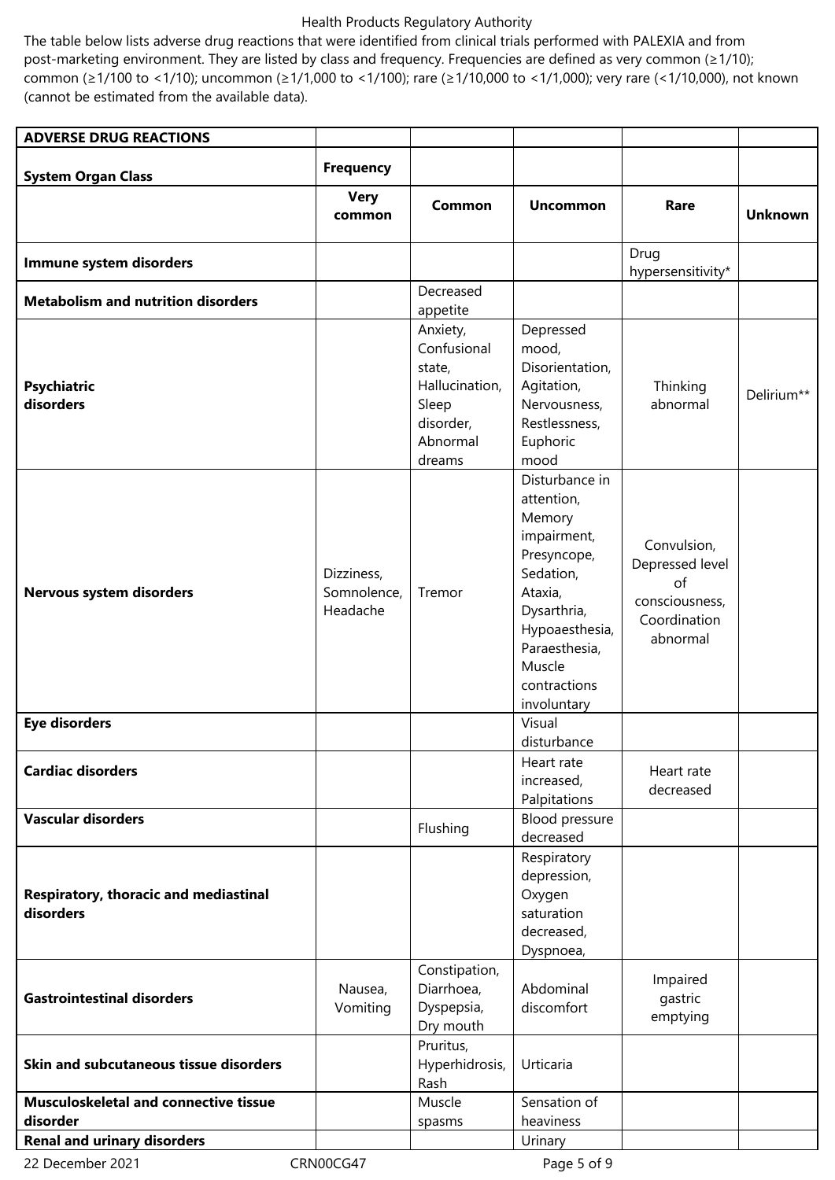The table below lists adverse drug reactions that were identified from clinical trials performed with PALEXIA and from post-marketing environment. They are listed by class and frequency. Frequencies are defined as very common (≥1/10); common (≥1/100 to <1/10); uncommon (≥1/1,000 to <1/100); rare (≥1/10,000 to <1/1,000); very rare (<1/10,000), not known (cannot be estimated from the available data).

| **ADVERSE DRUG REACTIONS** | | | | | |
|---|---|---|---|---|---|
| **System Organ Class** | **Frequency** | | | | |
| | **Very common** | **Common** | **Uncommon** | **Rare** | **Unknown** |
| **Immune system disorders** | | | | Drug hypersensitivity* | |
| **Metabolism and nutrition disorders** | | Decreased appetite | | | |
| **Psychiatric disorders** | | Anxiety, Confusional state, Hallucination, Sleep disorder, Abnormal dreams | Depressed mood, Disorientation, Agitation, Nervousness, Restlessness, Euphoric mood | Thinking abnormal | Delirium** |
| **Nervous system disorders** | Dizziness, Somnolence, Headache | Tremor | Disturbance in attention, Memory impairment, Presyncope, Sedation, Ataxia, Dysarthria, Hypoaesthesia, Paraesthesia, Muscle contractions involuntary | Convulsion, Depressed level of consciousness, Coordination abnormal | |
| **Eye disorders** | | | Visual disturbance | | |
| **Cardiac disorders** | | | Heart rate increased, Palpitations | Heart rate decreased | |
| **Vascular disorders** | | Flushing | Blood pressure decreased | | |
| **Respiratory, thoracic and mediastinal disorders** | | | Respiratory depression, Oxygen saturation decreased, Dyspnoea, | | |
| **Gastrointestinal disorders** | Nausea, Vomiting | Constipation, Diarrhoea, Dyspepsia, Dry mouth | Abdominal discomfort | Impaired gastric emptying | |
| **Skin and subcutaneous tissue disorders** | | Pruritus, Hyperhidrosis, Rash | Urticaria | | |
| **Musculoskeletal and connective tissue disorder** | | Muscle spasms | Sensation of heaviness | | |
| **Renal and urinary disorders** | | | Urinary | | |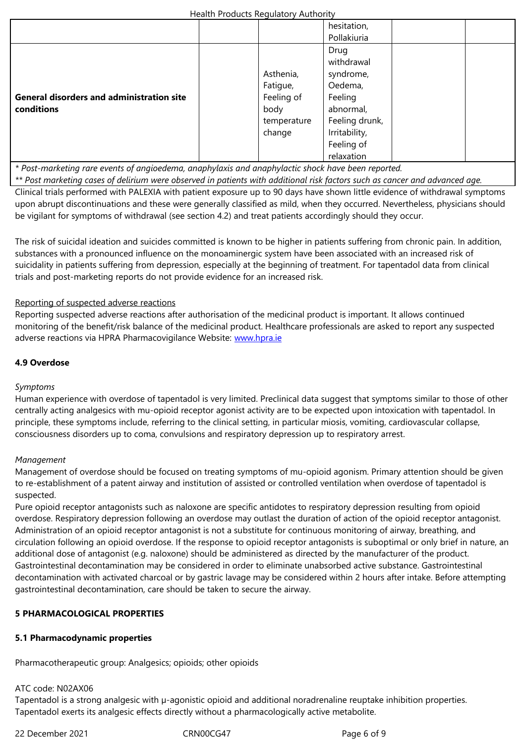| | | | | | |
|---|---|---|---|---|---|
| | | | hesitation, Pollakiuria | | |
| **General disorders and administration site conditions** | | Asthenia, Fatigue, Feeling of body temperature change | Drug withdrawal syndrome, Oedema, Feeling abnormal, Feeling drunk, Irritability, Feeling of relaxation | | |

*\* Post-marketing rare events of angioedema, anaphylaxis and anaphylactic shock have been reported.*

*\*\* Post marketing cases of delirium were observed in patients with additional risk factors such as cancer and advanced age.*

Clinical trials performed with PALEXIA with patient exposure up to 90 days have shown little evidence of withdrawal symptoms upon abrupt discontinuations and these were generally classified as mild, when they occurred. Nevertheless, physicians should be vigilant for symptoms of withdrawal (see section 4.2) and treat patients accordingly should they occur.

The risk of suicidal ideation and suicides committed is known to be higher in patients suffering from chronic pain. In addition, substances with a pronounced influence on the monoaminergic system have been associated with an increased risk of suicidality in patients suffering from depression, especially at the beginning of treatment. For tapentadol data from clinical trials and post-marketing reports do not provide evidence for an increased risk.

Reporting of suspected adverse reactions

Reporting suspected adverse reactions after authorisation of the medicinal product is important. It allows continued monitoring of the benefit/risk balance of the medicinal product. Healthcare professionals are asked to report any suspected adverse reactions via HPRA Pharmacovigilance Website: www.hpra.ie

**4.9 Overdose**

*Symptoms*

Human experience with overdose of tapentadol is very limited. Preclinical data suggest that symptoms similar to those of other centrally acting analgesics with mu-opioid receptor agonist activity are to be expected upon intoxication with tapentadol. In principle, these symptoms include, referring to the clinical setting, in particular miosis, vomiting, cardiovascular collapse, consciousness disorders up to coma, convulsions and respiratory depression up to respiratory arrest.

*Management*

Management of overdose should be focused on treating symptoms of mu-opioid agonism. Primary attention should be given to re-establishment of a patent airway and institution of assisted or controlled ventilation when overdose of tapentadol is suspected.

Pure opioid receptor antagonists such as naloxone are specific antidotes to respiratory depression resulting from opioid overdose. Respiratory depression following an overdose may outlast the duration of action of the opioid receptor antagonist. Administration of an opioid receptor antagonist is not a substitute for continuous monitoring of airway, breathing, and circulation following an opioid overdose. If the response to opioid receptor antagonists is suboptimal or only brief in nature, an additional dose of antagonist (e.g. naloxone) should be administered as directed by the manufacturer of the product.

Gastrointestinal decontamination may be considered in order to eliminate unabsorbed active substance. Gastrointestinal decontamination with activated charcoal or by gastric lavage may be considered within 2 hours after intake. Before attempting gastrointestinal decontamination, care should be taken to secure the airway.

## 5 PHARMACOLOGICAL PROPERTIES

### 5.1 Pharmacodynamic properties

Pharmacotherapeutic group: Analgesics; opioids; other opioids

ATC code: N02AX06

Tapentadol is a strong analgesic with μ-agonistic opioid and additional noradrenaline reuptake inhibition properties. Tapentadol exerts its analgesic effects directly without a pharmacologically active metabolite.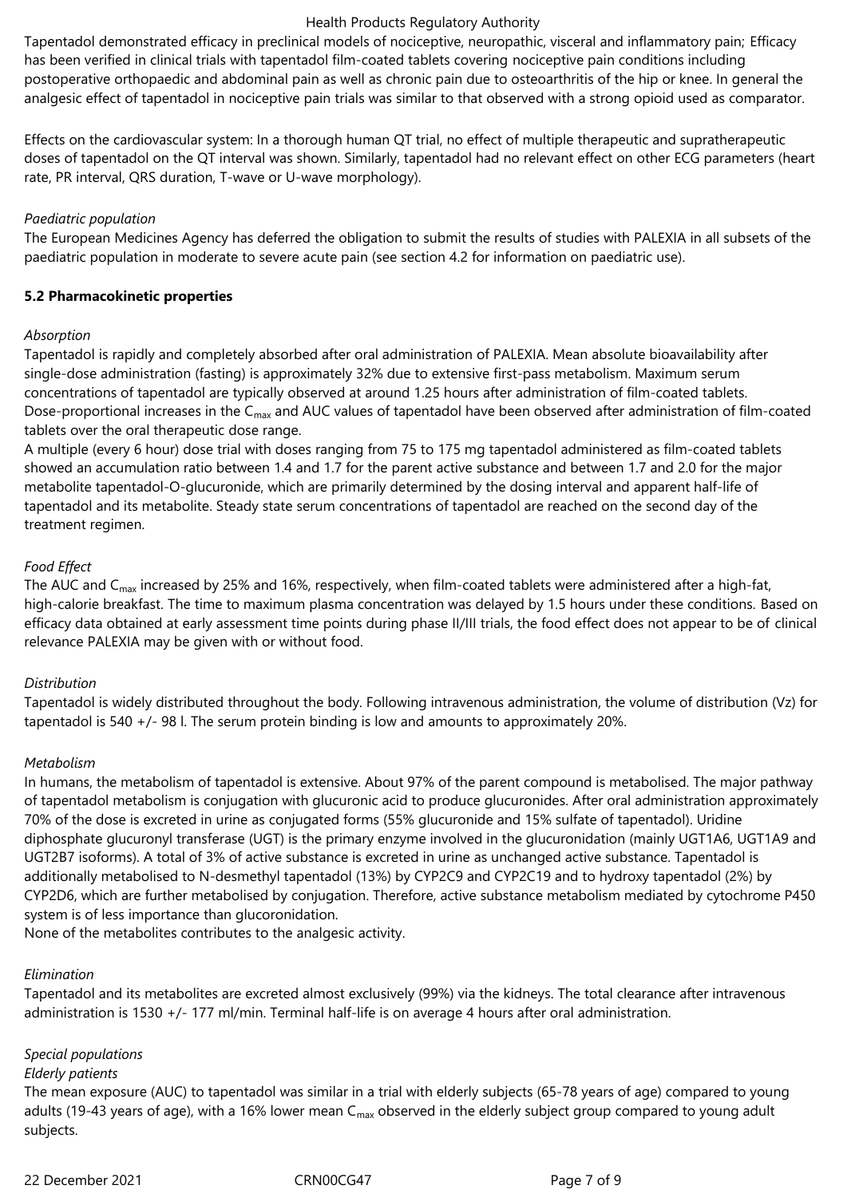Tapentadol demonstrated efficacy in preclinical models of nociceptive, neuropathic, visceral and inflammatory pain; Efficacy has been verified in clinical trials with tapentadol film-coated tablets covering nociceptive pain conditions including postoperative orthopaedic and abdominal pain as well as chronic pain due to osteoarthritis of the hip or knee. In general the analgesic effect of tapentadol in nociceptive pain trials was similar to that observed with a strong opioid used as comparator.

Effects on the cardiovascular system: In a thorough human QT trial, no effect of multiple therapeutic and supratherapeutic doses of tapentadol on the QT interval was shown. Similarly, tapentadol had no relevant effect on other ECG parameters (heart rate, PR interval, QRS duration, T-wave or U-wave morphology).

*Paediatric population*

The European Medicines Agency has deferred the obligation to submit the results of studies with PALEXIA in all subsets of the paediatric population in moderate to severe acute pain (see section 4.2 for information on paediatric use).

**5.2 Pharmacokinetic properties**

*Absorption*

Tapentadol is rapidly and completely absorbed after oral administration of PALEXIA. Mean absolute bioavailability after single-dose administration (fasting) is approximately 32% due to extensive first-pass metabolism. Maximum serum concentrations of tapentadol are typically observed at around 1.25 hours after administration of film-coated tablets. Dose-proportional increases in the $C_{max}$ and AUC values of tapentadol have been observed after administration of film-coated tablets over the oral therapeutic dose range.

A multiple (every 6 hour) dose trial with doses ranging from 75 to 175 mg tapentadol administered as film-coated tablets showed an accumulation ratio between 1.4 and 1.7 for the parent active substance and between 1.7 and 2.0 for the major metabolite tapentadol-O-glucuronide, which are primarily determined by the dosing interval and apparent half-life of tapentadol and its metabolite. Steady state serum concentrations of tapentadol are reached on the second day of the treatment regimen.

*Food Effect*

The AUC and $C_{max}$ increased by 25% and 16%, respectively, when film-coated tablets were administered after a high-fat, high-calorie breakfast. The time to maximum plasma concentration was delayed by 1.5 hours under these conditions. Based on efficacy data obtained at early assessment time points during phase II/III trials, the food effect does not appear to be of clinical relevance PALEXIA may be given with or without food.

*Distribution*

Tapentadol is widely distributed throughout the body. Following intravenous administration, the volume of distribution (Vz) for tapentadol is 540 +/- 98 l. The serum protein binding is low and amounts to approximately 20%.

*Metabolism*

In humans, the metabolism of tapentadol is extensive. About 97% of the parent compound is metabolised. The major pathway of tapentadol metabolism is conjugation with glucuronic acid to produce glucuronides. After oral administration approximately 70% of the dose is excreted in urine as conjugated forms (55% glucuronide and 15% sulfate of tapentadol). Uridine diphosphate glucuronyl transferase (UGT) is the primary enzyme involved in the glucuronidation (mainly UGT1A6, UGT1A9 and UGT2B7 isoforms). A total of 3% of active substance is excreted in urine as unchanged active substance. Tapentadol is additionally metabolised to N-desmethyl tapentadol (13%) by CYP2C9 and CYP2C19 and to hydroxy tapentadol (2%) by CYP2D6, which are further metabolised by conjugation. Therefore, active substance metabolism mediated by cytochrome P450 system is of less importance than glucoronidation.

None of the metabolites contributes to the analgesic activity.

*Elimination*

Tapentadol and its metabolites are excreted almost exclusively (99%) via the kidneys. The total clearance after intravenous administration is 1530 +/- 177 ml/min. Terminal half-life is on average 4 hours after oral administration.

*Special populations*

*Elderly patients*

The mean exposure (AUC) to tapentadol was similar in a trial with elderly subjects (65-78 years of age) compared to young adults (19-43 years of age), with a 16% lower mean $C_{max}$ observed in the elderly subject group compared to young adult subjects.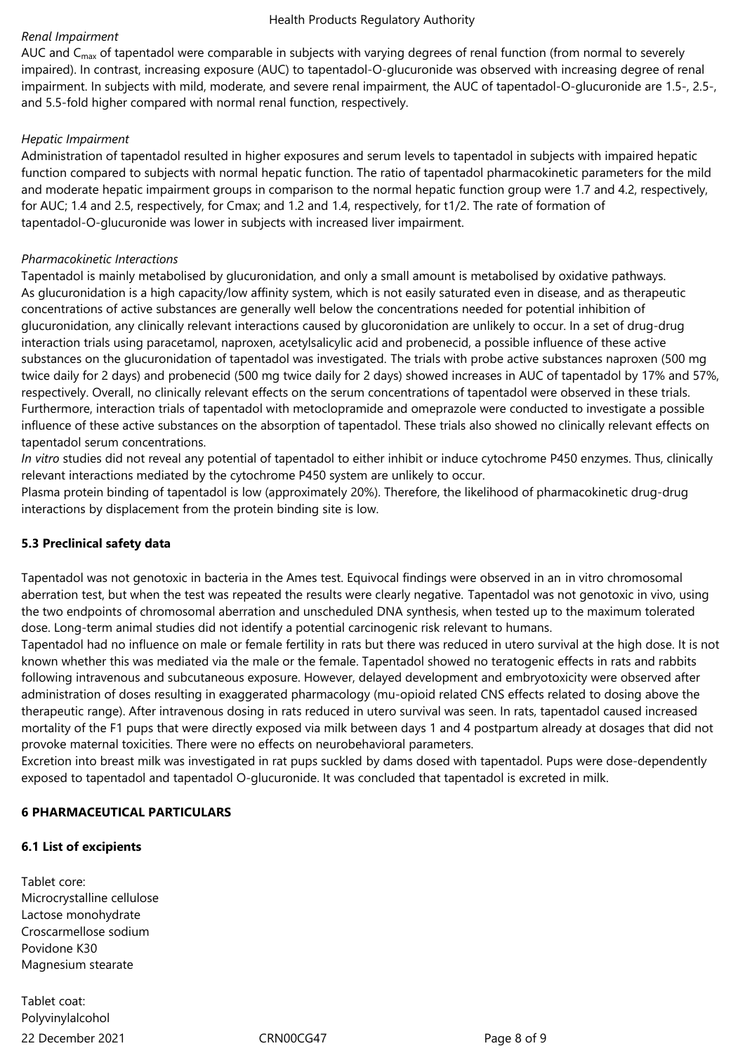*Renal Impairment*

AUC and $C_{max}$ of tapentadol were comparable in subjects with varying degrees of renal function (from normal to severely impaired). In contrast, increasing exposure (AUC) to tapentadol-O-glucuronide was observed with increasing degree of renal impairment. In subjects with mild, moderate, and severe renal impairment, the AUC of tapentadol-O-glucuronide are 1.5-, 2.5-, and 5.5-fold higher compared with normal renal function, respectively.

*Hepatic Impairment*

Administration of tapentadol resulted in higher exposures and serum levels to tapentadol in subjects with impaired hepatic function compared to subjects with normal hepatic function. The ratio of tapentadol pharmacokinetic parameters for the mild and moderate hepatic impairment groups in comparison to the normal hepatic function group were 1.7 and 4.2, respectively, for AUC; 1.4 and 2.5, respectively, for Cmax; and 1.2 and 1.4, respectively, for t1/2. The rate of formation of tapentadol-O-glucuronide was lower in subjects with increased liver impairment.

*Pharmacokinetic Interactions*

Tapentadol is mainly metabolised by glucuronidation, and only a small amount is metabolised by oxidative pathways. As glucuronidation is a high capacity/low affinity system, which is not easily saturated even in disease, and as therapeutic concentrations of active substances are generally well below the concentrations needed for potential inhibition of glucuronidation, any clinically relevant interactions caused by glucoronidation are unlikely to occur. In a set of drug-drug interaction trials using paracetamol, naproxen, acetylsalicylic acid and probenecid, a possible influence of these active substances on the glucuronidation of tapentadol was investigated. The trials with probe active substances naproxen (500 mg twice daily for 2 days) and probenecid (500 mg twice daily for 2 days) showed increases in AUC of tapentadol by 17% and 57%, respectively. Overall, no clinically relevant effects on the serum concentrations of tapentadol were observed in these trials. Furthermore, interaction trials of tapentadol with metoclopramide and omeprazole were conducted to investigate a possible influence of these active substances on the absorption of tapentadol. These trials also showed no clinically relevant effects on tapentadol serum concentrations.

*In vitro* studies did not reveal any potential of tapentadol to either inhibit or induce cytochrome P450 enzymes. Thus, clinically relevant interactions mediated by the cytochrome P450 system are unlikely to occur.

Plasma protein binding of tapentadol is low (approximately 20%). Therefore, the likelihood of pharmacokinetic drug-drug interactions by displacement from the protein binding site is low.

**5.3 Preclinical safety data**

Tapentadol was not genotoxic in bacteria in the Ames test. Equivocal findings were observed in an in vitro chromosomal aberration test, but when the test was repeated the results were clearly negative. Tapentadol was not genotoxic in vivo, using the two endpoints of chromosomal aberration and unscheduled DNA synthesis, when tested up to the maximum tolerated dose. Long-term animal studies did not identify a potential carcinogenic risk relevant to humans.

Tapentadol had no influence on male or female fertility in rats but there was reduced in utero survival at the high dose. It is not known whether this was mediated via the male or the female. Tapentadol showed no teratogenic effects in rats and rabbits following intravenous and subcutaneous exposure. However, delayed development and embryotoxicity were observed after administration of doses resulting in exaggerated pharmacology (mu-opioid related CNS effects related to dosing above the therapeutic range). After intravenous dosing in rats reduced in utero survival was seen. In rats, tapentadol caused increased mortality of the F1 pups that were directly exposed via milk between days 1 and 4 postpartum already at dosages that did not provoke maternal toxicities. There were no effects on neurobehavioral parameters.

Excretion into breast milk was investigated in rat pups suckled by dams dosed with tapentadol. Pups were dose-dependently exposed to tapentadol and tapentadol O-glucuronide. It was concluded that tapentadol is excreted in milk.

**6 PHARMACEUTICAL PARTICULARS**

**6.1 List of excipients**

Tablet core:
Microcrystalline cellulose
Lactose monohydrate
Croscarmellose sodium
Povidone K30
Magnesium stearate

Tablet coat:
Polyvinylalcohol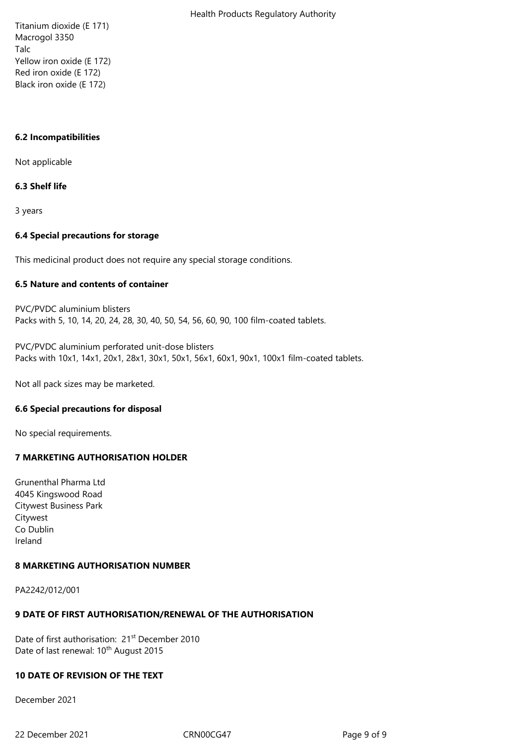Titanium dioxide (E 171)
Macrogol 3350
Talc
Yellow iron oxide (E 172)
Red iron oxide (E 172)
Black iron oxide (E 172)

**6.2 Incompatibilities**

Not applicable

**6.3 Shelf life**

3 years

**6.4 Special precautions for storage**

This medicinal product does not require any special storage conditions.

**6.5 Nature and contents of container**

PVC/PVDC aluminium blisters
Packs with 5, 10, 14, 20, 24, 28, 30, 40, 50, 54, 56, 60, 90, 100 film-coated tablets.

PVC/PVDC aluminium perforated unit-dose blisters
Packs with 10x1, 14x1, 20x1, 28x1, 30x1, 50x1, 56x1, 60x1, 90x1, 100x1 film-coated tablets.

Not all pack sizes may be marketed.

**6.6 Special precautions for disposal**

No special requirements.

**7 MARKETING AUTHORISATION HOLDER**

Grunenthal Pharma Ltd
4045 Kingswood Road
Citywest Business Park
Citywest
Co Dublin
Ireland

**8 MARKETING AUTHORISATION NUMBER**

PA2242/012/001

**9 DATE OF FIRST AUTHORISATION/RENEWAL OF THE AUTHORISATION**

Date of first authorisation: 21st December 2010
Date of last renewal: 10th August 2015

**10 DATE OF REVISION OF THE TEXT**

December 2021